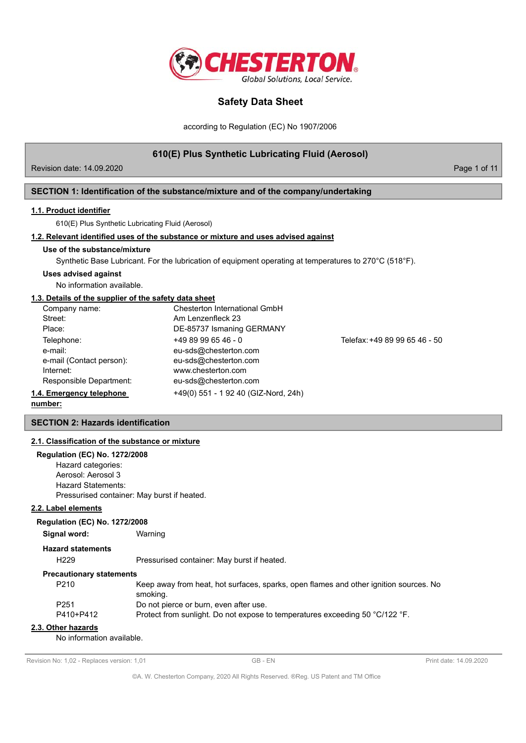CHESTERTON
Global Solutions, Local Service.

# Safety Data Sheet

according to Regulation (EC) No 1907/2006

## 610(E) Plus Synthetic Lubricating Fluid (Aerosol)

Revision date: 14.09.2020

## SECTION 1: Identification of the substance/mixture and of the company/undertaking

### 1.1. Product identifier

610(E) Plus Synthetic Lubricating Fluid (Aerosol)

### 1.2. Relevant identified uses of the substance or mixture and uses advised against

**Use of the substance/mixture**

Synthetic Base Lubricant. For the lubrication of equipment operating at temperatures to 270°C (518°F).

**Uses advised against**

No information available.

### 1.3. Details of the supplier of the safety data sheet

| | | |
|---|---|---|
| Company name: | Chesterton International GmbH | |
| Street: | Am Lenzenfleck 23 | |
| Place: | DE-85737 Ismaning GERMANY | |
| Telephone: | +49 89 99 65 46 - 0 | Telefax: +49 89 99 65 46 - 50 |
| e-mail: | eu-sds@chesterton.com | |
| e-mail (Contact person): | eu-sds@chesterton.com | |
| Internet: | www.chesterton.com | |
| Responsible Department: | eu-sds@chesterton.com | |

### 1.4. Emergency telephone number:

+49(0) 551 - 1 92 40 (GIZ-Nord, 24h)

## SECTION 2: Hazards identification

### 2.1. Classification of the substance or mixture

**Regulation (EC) No. 1272/2008**

Hazard categories:
Aerosol: Aerosol 3
Hazard Statements:
Pressurised container: May burst if heated.

### 2.2. Label elements

**Regulation (EC) No. 1272/2008**

**Signal word:** Warning

**Hazard statements**

| | |
|---|---|
| H229 | Pressurised container: May burst if heated. |

**Precautionary statements**

| | |
|---|---|
| P210 | Keep away from heat, hot surfaces, sparks, open flames and other ignition sources. No smoking. |
| P251 | Do not pierce or burn, even after use. |
| P410+P412 | Protect from sunlight. Do not expose to temperatures exceeding 50 °C/122 °F. |

### 2.3. Other hazards

No information available.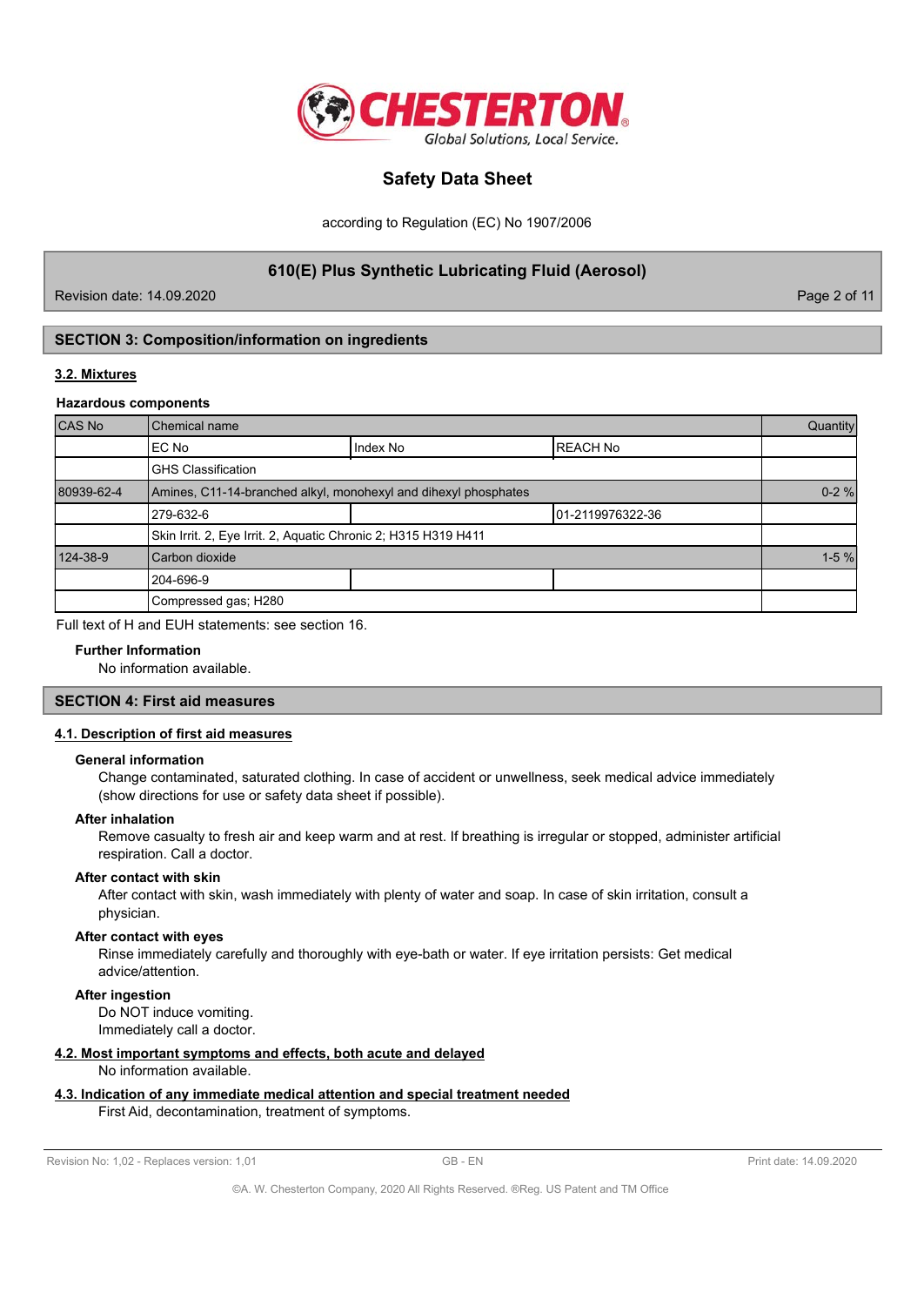## SECTION 3: Composition/information on ingredients

### 3.2. Mixtures

**Hazardous components**

| CAS No | Chemical name | | | Quantity |
|---|---|---|---|---|
| | EC No | Index No | REACH No | |
| | GHS Classification | | | |
| 80939-62-4 | Amines, C11-14-branched alkyl, monohexyl and dihexyl phosphates | | | 0-2 % |
| | 279-632-6 | | 01-2119976322-36 | |
| | Skin Irrit. 2, Eye Irrit. 2, Aquatic Chronic 2; H315 H319 H411 | | | |
| 124-38-9 | Carbon dioxide | | | 1-5 % |
| | 204-696-9 | | | |
| | Compressed gas; H280 | | | |

Full text of H and EUH statements: see section 16.

**Further Information**

No information available.

## SECTION 4: First aid measures

### 4.1. Description of first aid measures

**General information**

Change contaminated, saturated clothing. In case of accident or unwellness, seek medical advice immediately (show directions for use or safety data sheet if possible).

**After inhalation**

Remove casualty to fresh air and keep warm and at rest. If breathing is irregular or stopped, administer artificial respiration. Call a doctor.

**After contact with skin**

After contact with skin, wash immediately with plenty of water and soap. In case of skin irritation, consult a physician.

**After contact with eyes**

Rinse immediately carefully and thoroughly with eye-bath or water. If eye irritation persists: Get medical advice/attention.

**After ingestion**

Do NOT induce vomiting.
Immediately call a doctor.

### 4.2. Most important symptoms and effects, both acute and delayed

No information available.

### 4.3. Indication of any immediate medical attention and special treatment needed

First Aid, decontamination, treatment of symptoms.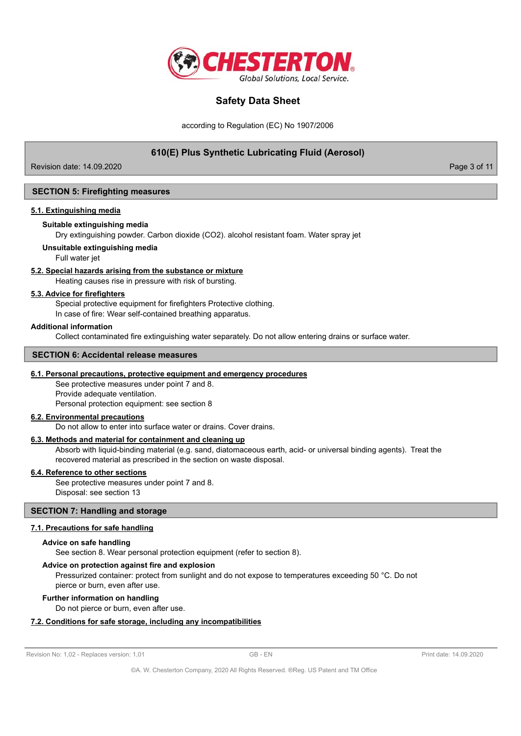## SECTION 5: Firefighting measures

### 5.1. Extinguishing media

**Suitable extinguishing media**

Dry extinguishing powder. Carbon dioxide ($CO_2$). alcohol resistant foam. Water spray jet

**Unsuitable extinguishing media**

Full water jet

### 5.2. Special hazards arising from the substance or mixture

Heating causes rise in pressure with risk of bursting.

### 5.3. Advice for firefighters

Special protective equipment for firefighters Protective clothing.
In case of fire: Wear self-contained breathing apparatus.

**Additional information**

Collect contaminated fire extinguishing water separately. Do not allow entering drains or surface water.

## SECTION 6: Accidental release measures

### 6.1. Personal precautions, protective equipment and emergency procedures

See protective measures under point 7 and 8.
Provide adequate ventilation.
Personal protection equipment: see section 8

### 6.2. Environmental precautions

Do not allow to enter into surface water or drains. Cover drains.

### 6.3. Methods and material for containment and cleaning up

Absorb with liquid-binding material (e.g. sand, diatomaceous earth, acid- or universal binding agents). Treat the recovered material as prescribed in the section on waste disposal.

### 6.4. Reference to other sections

See protective measures under point 7 and 8.
Disposal: see section 13

## SECTION 7: Handling and storage

### 7.1. Precautions for safe handling

**Advice on safe handling**

See section 8. Wear personal protection equipment (refer to section 8).

**Advice on protection against fire and explosion**

Pressurized container: protect from sunlight and do not expose to temperatures exceeding 50 °C. Do not pierce or burn, even after use.

**Further information on handling**

Do not pierce or burn, even after use.

### 7.2. Conditions for safe storage, including any incompatibilities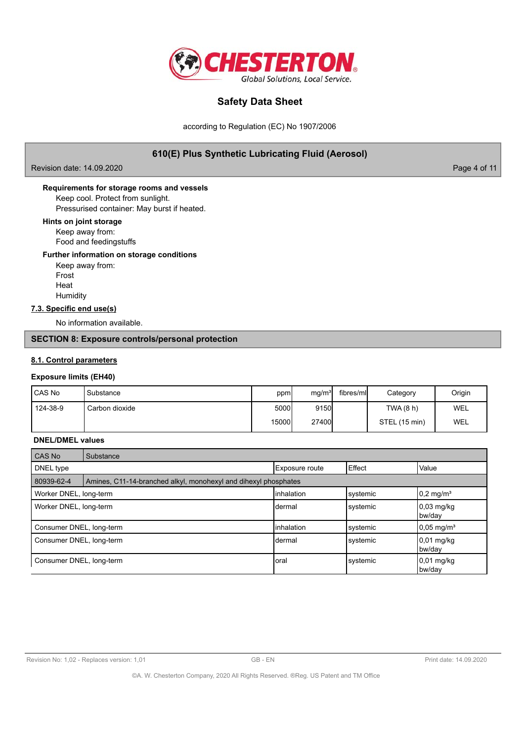**Requirements for storage rooms and vessels**

Keep cool. Protect from sunlight.
Pressurised container: May burst if heated.

**Hints on joint storage**

Keep away from:
Food and feedingstuffs

**Further information on storage conditions**

Keep away from:
Frost
Heat
Humidity

## 7.3. Specific end use(s)

No information available.

## SECTION 8: Exposure controls/personal protection

### 8.1. Control parameters

**Exposure limits (EH40)**

| CAS No | Substance | ppm | mg/m³ | fibres/ml | Category | Origin |
|---|---|---|---|---|---|---|
| 124-38-9 | Carbon dioxide | 5000 | 9150 | | TWA (8 h) | WEL |
| | | 15000 | 27400 | | STEL (15 min) | WEL |

**DNEL/DMEL values**

| CAS No | Substance | | |
|---|---|---|---|
| DNEL type | Exposure route | Effect | Value |
| 80939-62-4 | Amines, C11-14-branched alkyl, monohexyl and dihexyl phosphates | | |
| Worker DNEL, long-term | inhalation | systemic | 0,2 mg/m³ |
| Worker DNEL, long-term | dermal | systemic | 0,03 mg/kg bw/day |
| Consumer DNEL, long-term | inhalation | systemic | 0,05 mg/m³ |
| Consumer DNEL, long-term | dermal | systemic | 0,01 mg/kg bw/day |
| Consumer DNEL, long-term | oral | systemic | 0,01 mg/kg bw/day |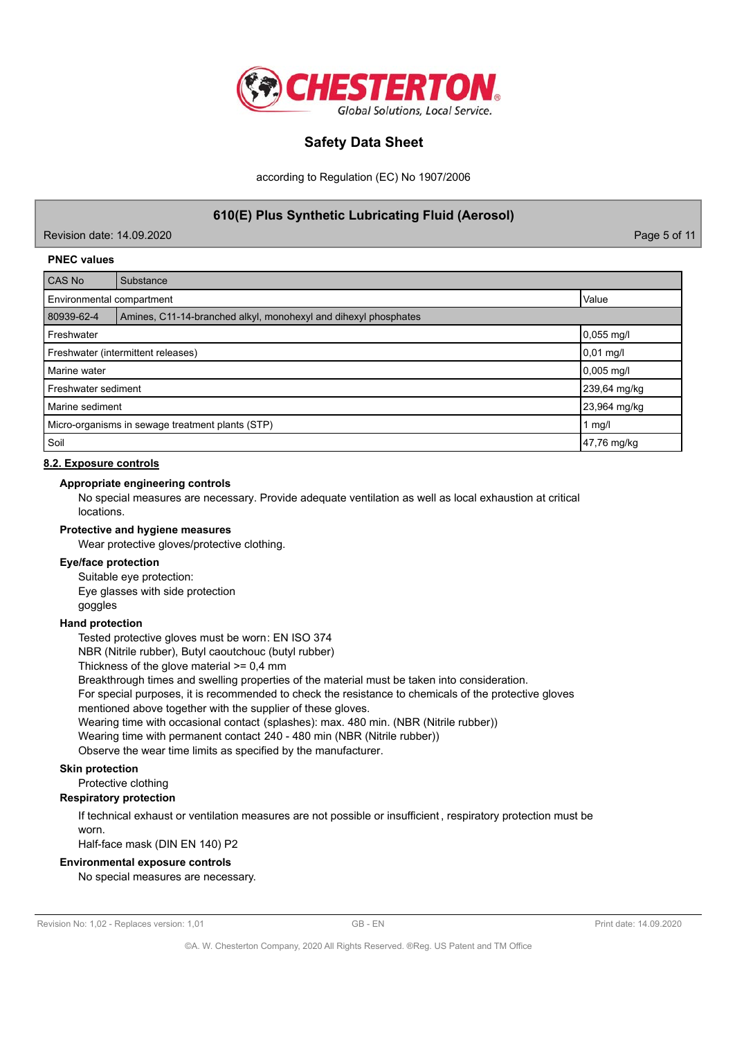**PNEC values**

| CAS No | Substance |
|---|---|
| Environmental compartment | Value |
| 80939-62-4 | Amines, C11-14-branched alkyl, monohexyl and dihexyl phosphates |
| Freshwater | 0,055 mg/l |
| Freshwater (intermittent releases) | 0,01 mg/l |
| Marine water | 0,005 mg/l |
| Freshwater sediment | 239,64 mg/kg |
| Marine sediment | 23,964 mg/kg |
| Micro-organisms in sewage treatment plants (STP) | 1 mg/l |
| Soil | 47,76 mg/kg |

## 8.2. Exposure controls

**Appropriate engineering controls**

No special measures are necessary. Provide adequate ventilation as well as local exhaustion at critical locations.

**Protective and hygiene measures**

Wear protective gloves/protective clothing.

**Eye/face protection**

Suitable eye protection:
Eye glasses with side protection
goggles

**Hand protection**

Tested protective gloves must be worn: EN ISO 374
NBR (Nitrile rubber), Butyl caoutchouc (butyl rubber)
Thickness of the glove material >= 0,4 mm
Breakthrough times and swelling properties of the material must be taken into consideration.
For special purposes, it is recommended to check the resistance to chemicals of the protective gloves mentioned above together with the supplier of these gloves.
Wearing time with occasional contact (splashes): max. 480 min. (NBR (Nitrile rubber))
Wearing time with permanent contact 240 - 480 min (NBR (Nitrile rubber))
Observe the wear time limits as specified by the manufacturer.

**Skin protection**

Protective clothing

**Respiratory protection**

If technical exhaust or ventilation measures are not possible or insufficient, respiratory protection must be worn.
Half-face mask (DIN EN 140) P2

**Environmental exposure controls**

No special measures are necessary.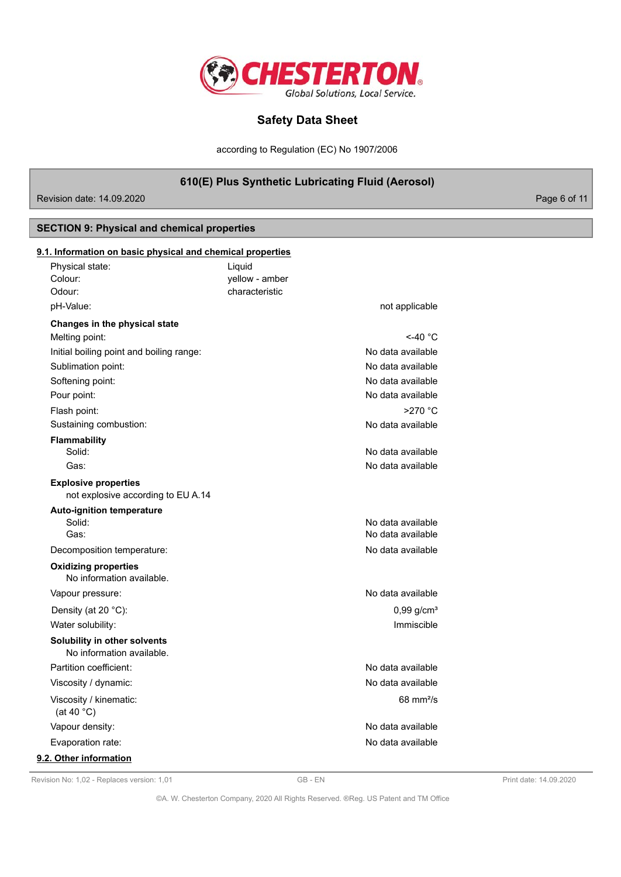## SECTION 9: Physical and chemical properties

### 9.1. Information on basic physical and chemical properties

| | |
|---|---|
| Physical state: | Liquid |
| Colour: | yellow - amber |
| Odour: | characteristic |
| pH-Value: | not applicable |

**Changes in the physical state**

| | |
|---|---|
| Melting point: | <-40 °C |
| Initial boiling point and boiling range: | No data available |
| Sublimation point: | No data available |
| Softening point: | No data available |
| Pour point: | No data available |
| Flash point: | >270 °C |
| Sustaining combustion: | No data available |

**Flammability**

| | |
|---|---|
| Solid: | No data available |
| Gas: | No data available |

**Explosive properties**

not explosive according to EU A.14

**Auto-ignition temperature**

| | |
|---|---|
| Solid: | No data available |
| Gas: | No data available |
| Decomposition temperature: | No data available |

**Oxidizing properties**

No information available.

| | |
|---|---|
| Vapour pressure: | No data available |
| Density (at 20 °C): | 0,99 g/cm³ |
| Water solubility: | Immiscible |

**Solubility in other solvents**

No information available.

| | |
|---|---|
| Partition coefficient: | No data available |
| Viscosity / dynamic: | No data available |
| Viscosity / kinematic: (at 40 °C) | 68 mm²/s |
| Vapour density: | No data available |
| Evaporation rate: | No data available |

### 9.2. Other information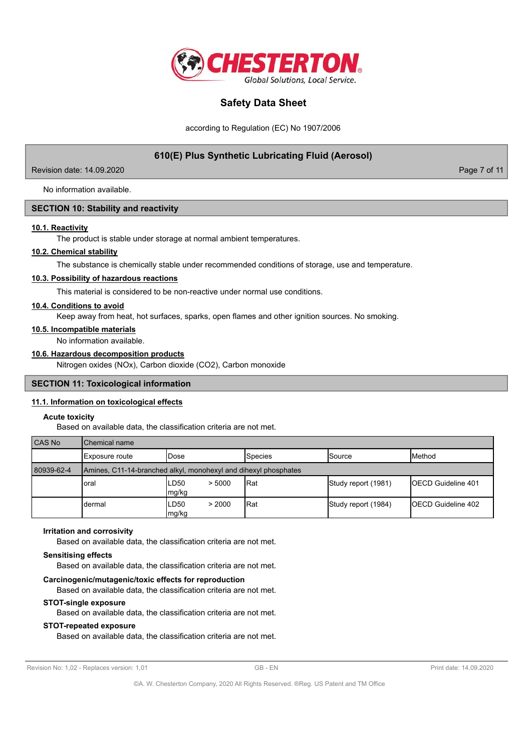No information available.

## SECTION 10: Stability and reactivity

### 10.1. Reactivity

The product is stable under storage at normal ambient temperatures.

### 10.2. Chemical stability

The substance is chemically stable under recommended conditions of storage, use and temperature.

### 10.3. Possibility of hazardous reactions

This material is considered to be non-reactive under normal use conditions.

### 10.4. Conditions to avoid

Keep away from heat, hot surfaces, sparks, open flames and other ignition sources. No smoking.

### 10.5. Incompatible materials

No information available.

### 10.6. Hazardous decomposition products

Nitrogen oxides (NOx), Carbon dioxide ($CO_2$), Carbon monoxide

## SECTION 11: Toxicological information

### 11.1. Information on toxicological effects

**Acute toxicity**

Based on available data, the classification criteria are not met.

| CAS No | Chemical name | | | | |
|---|---|---|---|---|---|
| | Exposure route | Dose | Species | Source | Method |
| 80939-62-4 | Amines, C11-14-branched alkyl, monohexyl and dihexyl phosphates | | | | |
| | oral | LD50 > 5000 mg/kg | Rat | Study report (1981) | OECD Guideline 401 |
| | dermal | LD50 > 2000 mg/kg | Rat | Study report (1984) | OECD Guideline 402 |

**Irritation and corrosivity**

Based on available data, the classification criteria are not met.

**Sensitising effects**

Based on available data, the classification criteria are not met.

**Carcinogenic/mutagenic/toxic effects for reproduction**

Based on available data, the classification criteria are not met.

**STOT-single exposure**

Based on available data, the classification criteria are not met.

**STOT-repeated exposure**

Based on available data, the classification criteria are not met.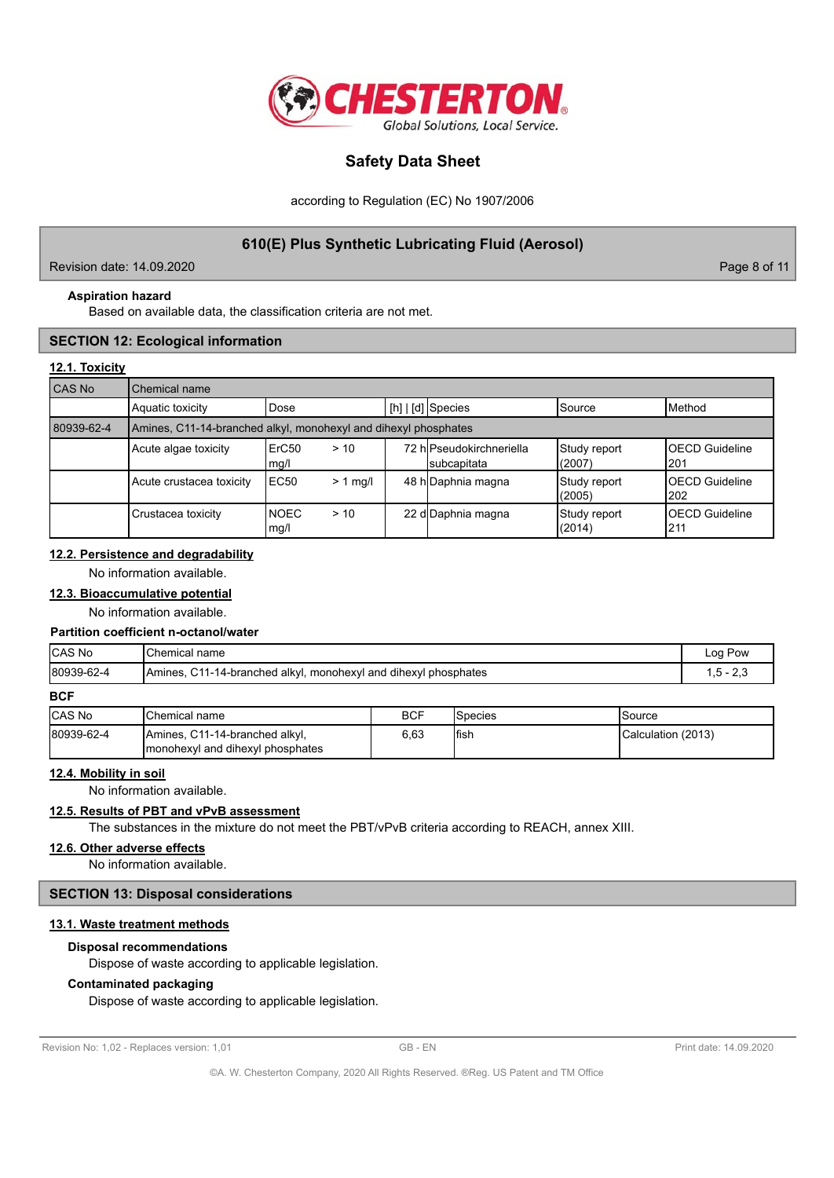**Aspiration hazard**

Based on available data, the classification criteria are not met.

## SECTION 12: Ecological information

### 12.1. Toxicity

| CAS No | Chemical name | | | | | | |
|---|---|---|---|---|---|---|---|
| | Aquatic toxicity | Dose | | [h] \| [d] | Species | Source | Method |
| 80939-62-4 | Amines, C11-14-branched alkyl, monohexyl and dihexyl phosphates | | | | | | |
| | Acute algae toxicity | ErC50 mg/l | > 10 | 72 h | Pseudokirchneriella subcapitata | Study report (2007) | OECD Guideline 201 |
| | Acute crustacea toxicity | EC50 | > 1 mg/l | 48 h | Daphnia magna | Study report (2005) | OECD Guideline 202 |
| | Crustacea toxicity | NOEC mg/l | > 10 | 22 d | Daphnia magna | Study report (2014) | OECD Guideline 211 |

### 12.2. Persistence and degradability

No information available.

### 12.3. Bioaccumulative potential

No information available.

**Partition coefficient n-octanol/water**

| CAS No | Chemical name | Log Pow |
|---|---|---|
| 80939-62-4 | Amines, C11-14-branched alkyl, monohexyl and dihexyl phosphates | 1,5 - 2,3 |

**BCF**

| CAS No | Chemical name | BCF | Species | Source |
|---|---|---|---|---|
| 80939-62-4 | Amines, C11-14-branched alkyl, monohexyl and dihexyl phosphates | 6,63 | fish | Calculation (2013) |

### 12.4. Mobility in soil

No information available.

### 12.5. Results of PBT and vPvB assessment

The substances in the mixture do not meet the PBT/vPvB criteria according to REACH, annex XIII.

### 12.6. Other adverse effects

No information available.

## SECTION 13: Disposal considerations

### 13.1. Waste treatment methods

**Disposal recommendations**

Dispose of waste according to applicable legislation.

**Contaminated packaging**

Dispose of waste according to applicable legislation.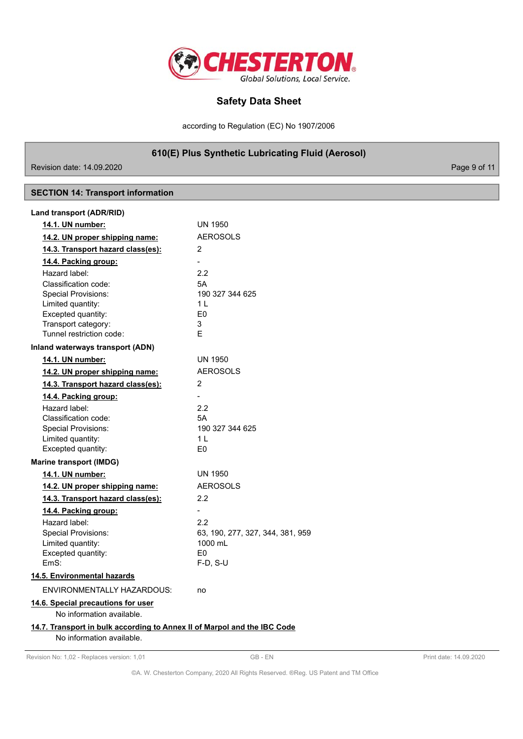## SECTION 14: Transport information

**Land transport (ADR/RID)**

| | |
|---|---|
| **14.1. UN number:** | UN 1950 |
| **14.2. UN proper shipping name:** | AEROSOLS |
| **14.3. Transport hazard class(es):** | 2 |
| **14.4. Packing group:** | - |
| Hazard label: | 2.2 |
| Classification code: | 5A |
| Special Provisions: | 190 327 344 625 |
| Limited quantity: | 1 L |
| Excepted quantity: | E0 |
| Transport category: | 3 |
| Tunnel restriction code: | E |

**Inland waterways transport (ADN)**

| | |
|---|---|
| **14.1. UN number:** | UN 1950 |
| **14.2. UN proper shipping name:** | AEROSOLS |
| **14.3. Transport hazard class(es):** | 2 |
| **14.4. Packing group:** | - |
| Hazard label: | 2.2 |
| Classification code: | 5A |
| Special Provisions: | 190 327 344 625 |
| Limited quantity: | 1 L |
| Excepted quantity: | E0 |

**Marine transport (IMDG)**

| | |
|---|---|
| **14.1. UN number:** | UN 1950 |
| **14.2. UN proper shipping name:** | AEROSOLS |
| **14.3. Transport hazard class(es):** | 2.2 |
| **14.4. Packing group:** | - |
| Hazard label: | 2.2 |
| Special Provisions: | 63, 190, 277, 327, 344, 381, 959 |
| Limited quantity: | 1000 mL |
| Excepted quantity: | E0 |
| EmS: | F-D, S-U |

**14.5. Environmental hazards**

ENVIRONMENTALLY HAZARDOUS: no

**14.6. Special precautions for user**

No information available.

**14.7. Transport in bulk according to Annex II of Marpol and the IBC Code**

No information available.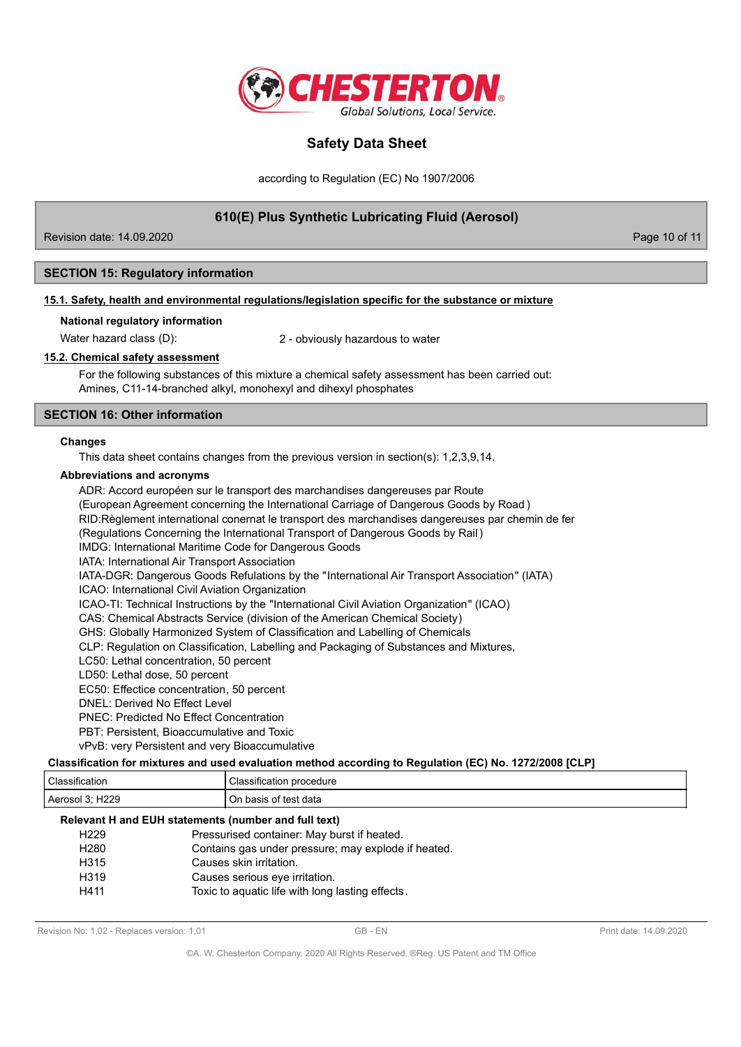## SECTION 15: Regulatory information

### 15.1. Safety, health and environmental regulations/legislation specific for the substance or mixture

**National regulatory information**

Water hazard class (D): 2 - obviously hazardous to water

### 15.2. Chemical safety assessment

For the following substances of this mixture a chemical safety assessment has been carried out:
Amines, C11-14-branched alkyl, monohexyl and dihexyl phosphates

## SECTION 16: Other information

**Changes**

This data sheet contains changes from the previous version in section(s): 1,2,3,9,14.

**Abbreviations and acronyms**

ADR: Accord européen sur le transport des marchandises dangereuses par Route
(European Agreement concerning the International Carriage of Dangerous Goods by Road )
RID:Règlement international conernat le transport des marchandises dangereuses par chemin de fer
(Regulations Concerning the International Transport of Dangerous Goods by Rail )
IMDG: International Maritime Code for Dangerous Goods
IATA: International Air Transport Association
IATA-DGR: Dangerous Goods Refulations by the "International Air Transport Association" (IATA)
ICAO: International Civil Aviation Organization
ICAO-TI: Technical Instructions by the "International Civil Aviation Organization" (ICAO)
CAS: Chemical Abstracts Service (division of the American Chemical Society)
GHS: Globally Harmonized System of Classification and Labelling of Chemicals
CLP: Regulation on Classification, Labelling and Packaging of Substances and Mixtures,
LC50: Lethal concentration, 50 percent
LD50: Lethal dose, 50 percent
EC50: Effectice concentration, 50 percent
DNEL: Derived No Effect Level
PNEC: Predicted No Effect Concentration
PBT: Persistent, Bioaccumulative and Toxic
vPvB: very Persistent and very Bioaccumulative

**Classification for mixtures and used evaluation method according to Regulation (EC) No. 1272/2008 [CLP]**

| Classification | Classification procedure |
|---|---|
| Aerosol 3; H229 | On basis of test data |

**Relevant H and EUH statements (number and full text)**

| | |
|---|---|
| H229 | Pressurised container: May burst if heated. |
| H280 | Contains gas under pressure; may explode if heated. |
| H315 | Causes skin irritation. |
| H319 | Causes serious eye irritation. |
| H411 | Toxic to aquatic life with long lasting effects. |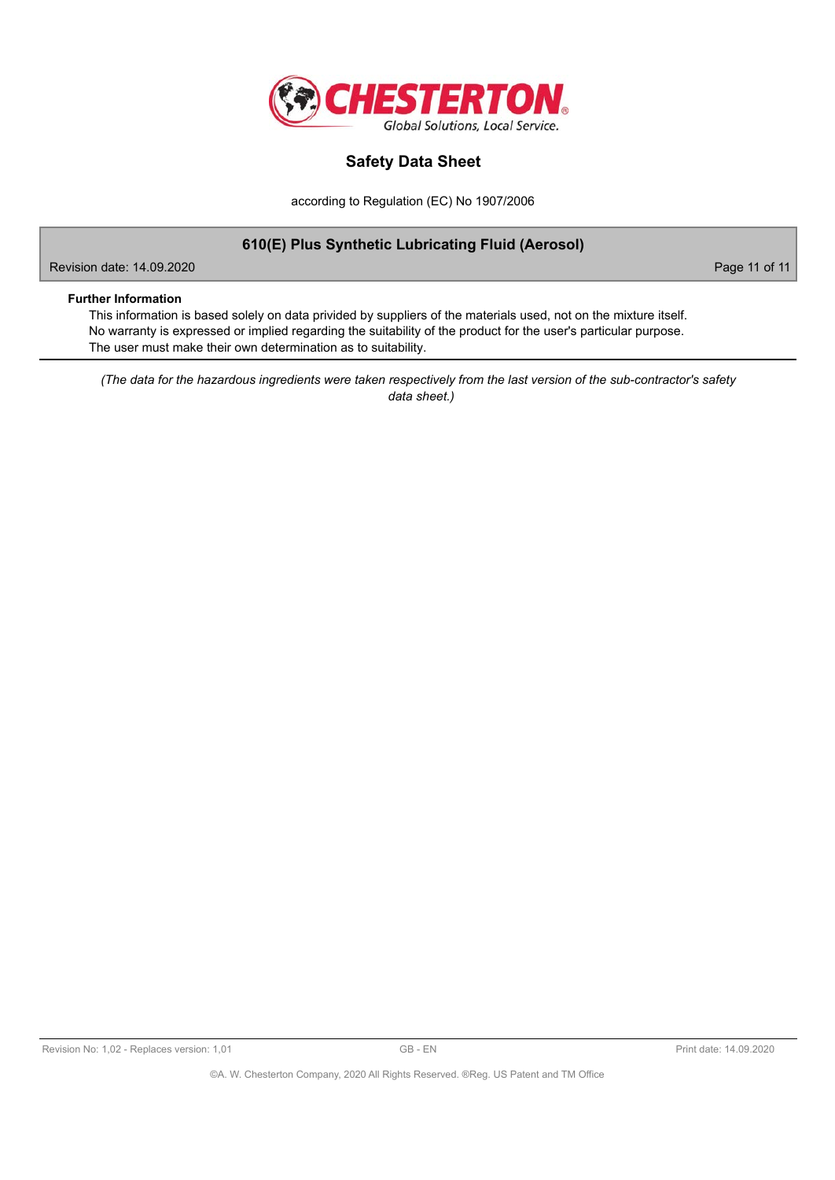**Further Information**

This information is based solely on data privided by suppliers of the materials used, not on the mixture itself.
No warranty is expressed or implied regarding the suitability of the product for the user's particular purpose.
The user must make their own determination as to suitability.

---

*(The data for the hazardous ingredients were taken respectively from the last version of the sub-contractor's safety data sheet.)*